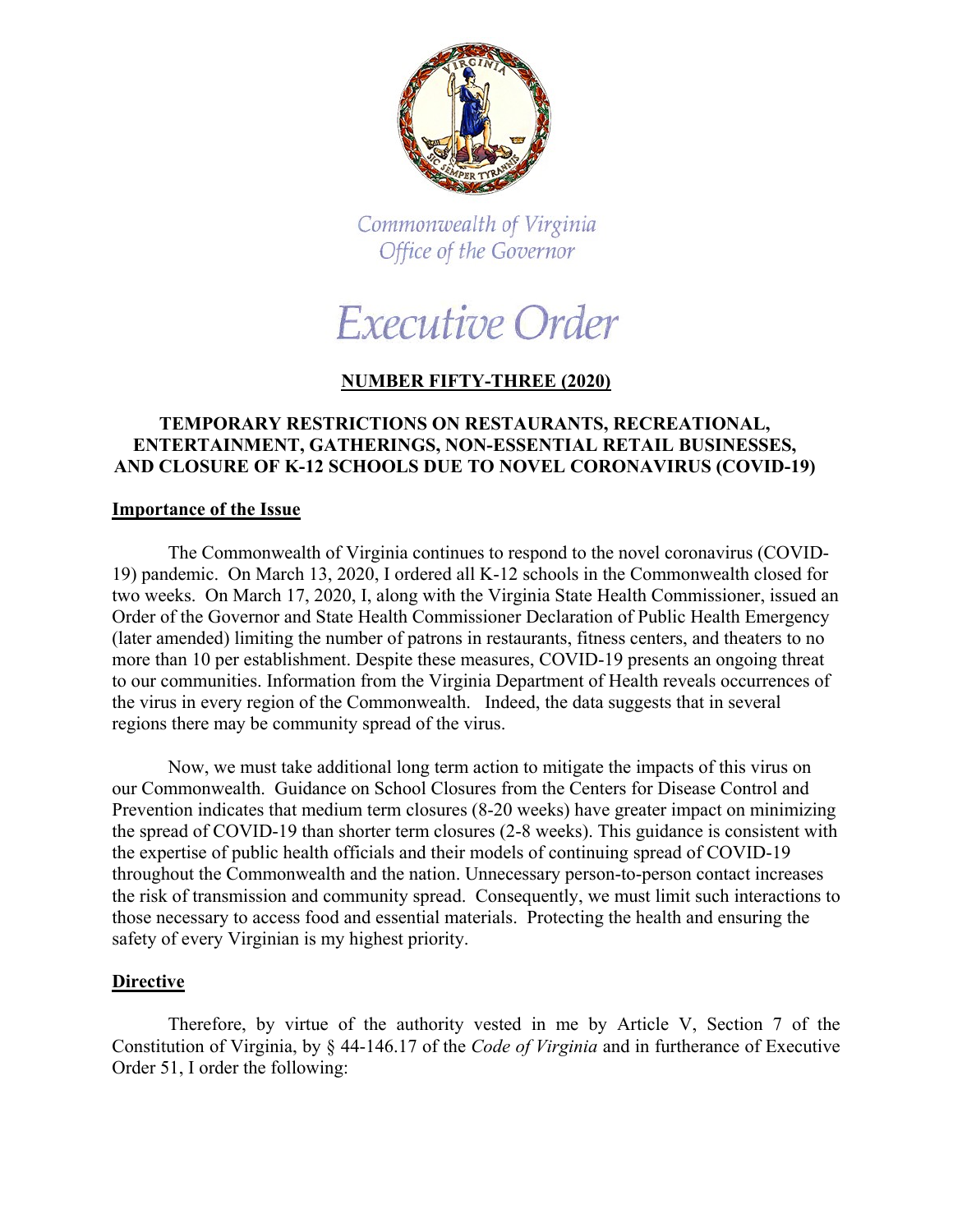Commonwealth of Virginia
Office of the Governor

# Executive Order

## NUMBER FIFTY-THREE (2020)

## TEMPORARY RESTRICTIONS ON RESTAURANTS, RECREATIONAL, ENTERTAINMENT, GATHERINGS, NON-ESSENTIAL RETAIL BUSINESSES, AND CLOSURE OF K-12 SCHOOLS DUE TO NOVEL CORONAVIRUS (COVID-19)

### Importance of the Issue

The Commonwealth of Virginia continues to respond to the novel coronavirus (COVID-19) pandemic. On March 13, 2020, I ordered all K-12 schools in the Commonwealth closed for two weeks. On March 17, 2020, I, along with the Virginia State Health Commissioner, issued an Order of the Governor and State Health Commissioner Declaration of Public Health Emergency (later amended) limiting the number of patrons in restaurants, fitness centers, and theaters to no more than 10 per establishment. Despite these measures, COVID-19 presents an ongoing threat to our communities. Information from the Virginia Department of Health reveals occurrences of the virus in every region of the Commonwealth. Indeed, the data suggests that in several regions there may be community spread of the virus.

Now, we must take additional long term action to mitigate the impacts of this virus on our Commonwealth. Guidance on School Closures from the Centers for Disease Control and Prevention indicates that medium term closures (8-20 weeks) have greater impact on minimizing the spread of COVID-19 than shorter term closures (2-8 weeks). This guidance is consistent with the expertise of public health officials and their models of continuing spread of COVID-19 throughout the Commonwealth and the nation. Unnecessary person-to-person contact increases the risk of transmission and community spread. Consequently, we must limit such interactions to those necessary to access food and essential materials. Protecting the health and ensuring the safety of every Virginian is my highest priority.

### Directive

Therefore, by virtue of the authority vested in me by Article V, Section 7 of the Constitution of Virginia, by § 44-146.17 of the *Code of Virginia* and in furtherance of Executive Order 51, I order the following: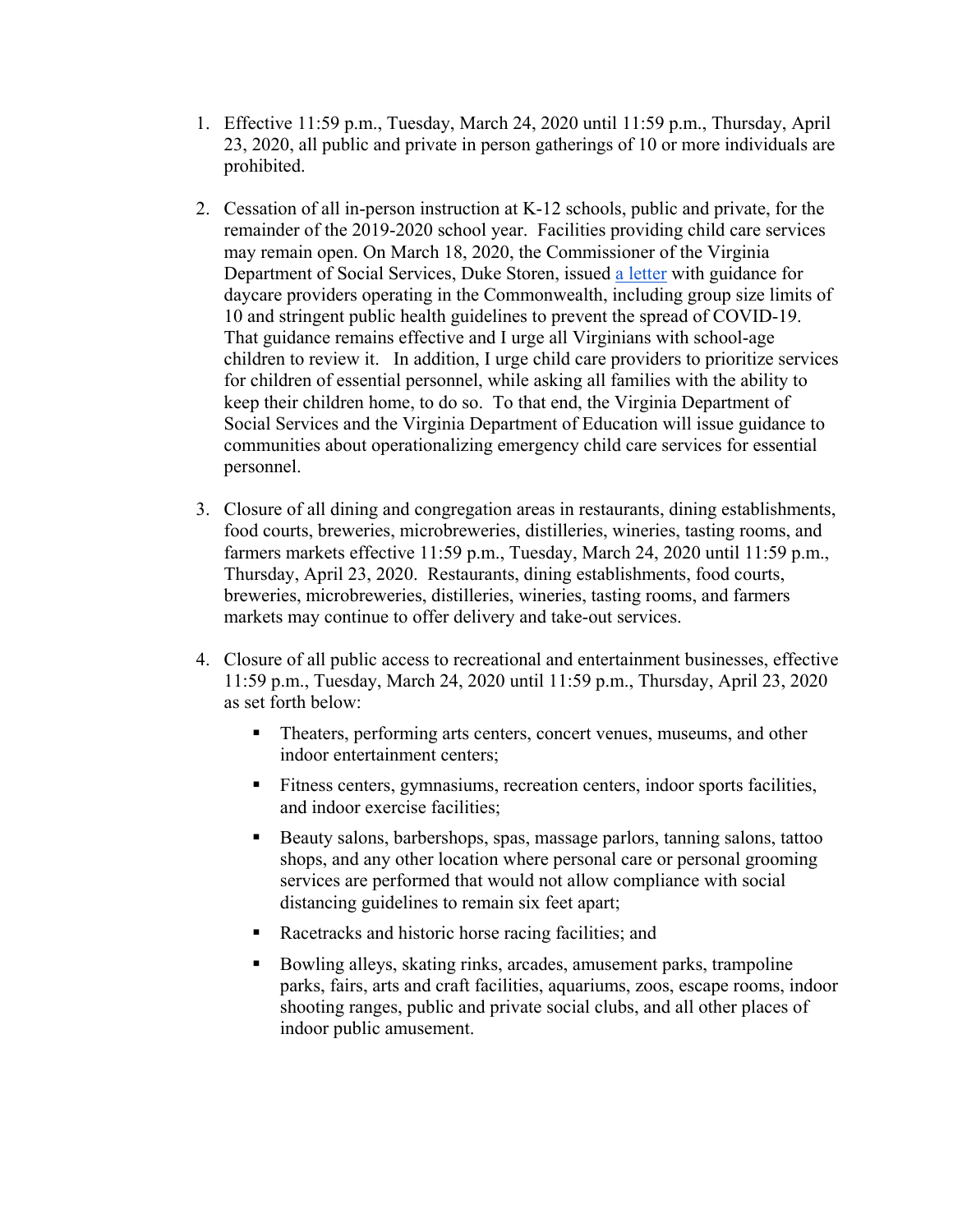1. Effective 11:59 p.m., Tuesday, March 24, 2020 until 11:59 p.m., Thursday, April 23, 2020, all public and private in person gatherings of 10 or more individuals are prohibited.

2. Cessation of all in-person instruction at K-12 schools, public and private, for the remainder of the 2019-2020 school year. Facilities providing child care services may remain open. On March 18, 2020, the Commissioner of the Virginia Department of Social Services, Duke Storen, issued [a letter] with guidance for daycare providers operating in the Commonwealth, including group size limits of 10 and stringent public health guidelines to prevent the spread of COVID-19. That guidance remains effective and I urge all Virginians with school-age children to review it. In addition, I urge child care providers to prioritize services for children of essential personnel, while asking all families with the ability to keep their children home, to do so. To that end, the Virginia Department of Social Services and the Virginia Department of Education will issue guidance to communities about operationalizing emergency child care services for essential personnel.

3. Closure of all dining and congregation areas in restaurants, dining establishments, food courts, breweries, microbreweries, distilleries, wineries, tasting rooms, and farmers markets effective 11:59 p.m., Tuesday, March 24, 2020 until 11:59 p.m., Thursday, April 23, 2020. Restaurants, dining establishments, food courts, breweries, microbreweries, distilleries, wineries, tasting rooms, and farmers markets may continue to offer delivery and take-out services.

4. Closure of all public access to recreational and entertainment businesses, effective 11:59 p.m., Tuesday, March 24, 2020 until 11:59 p.m., Thursday, April 23, 2020 as set forth below:

   - Theaters, performing arts centers, concert venues, museums, and other indoor entertainment centers;
   - Fitness centers, gymnasiums, recreation centers, indoor sports facilities, and indoor exercise facilities;
   - Beauty salons, barbershops, spas, massage parlors, tanning salons, tattoo shops, and any other location where personal care or personal grooming services are performed that would not allow compliance with social distancing guidelines to remain six feet apart;
   - Racetracks and historic horse racing facilities; and
   - Bowling alleys, skating rinks, arcades, amusement parks, trampoline parks, fairs, arts and craft facilities, aquariums, zoos, escape rooms, indoor shooting ranges, public and private social clubs, and all other places of indoor public amusement.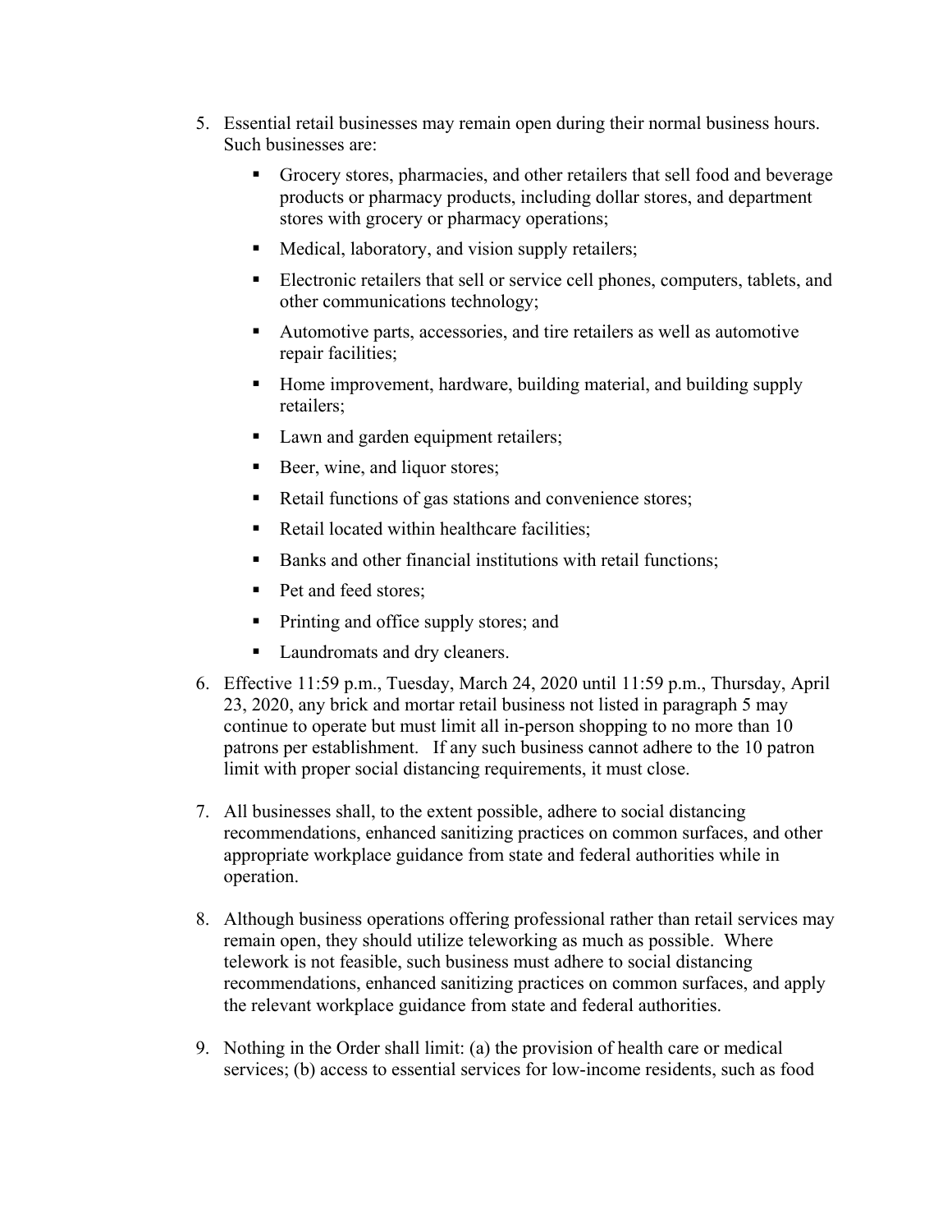5. Essential retail businesses may remain open during their normal business hours. Such businesses are:

   - Grocery stores, pharmacies, and other retailers that sell food and beverage products or pharmacy products, including dollar stores, and department stores with grocery or pharmacy operations;
   - Medical, laboratory, and vision supply retailers;
   - Electronic retailers that sell or service cell phones, computers, tablets, and other communications technology;
   - Automotive parts, accessories, and tire retailers as well as automotive repair facilities;
   - Home improvement, hardware, building material, and building supply retailers;
   - Lawn and garden equipment retailers;
   - Beer, wine, and liquor stores;
   - Retail functions of gas stations and convenience stores;
   - Retail located within healthcare facilities;
   - Banks and other financial institutions with retail functions;
   - Pet and feed stores;
   - Printing and office supply stores; and
   - Laundromats and dry cleaners.

6. Effective 11:59 p.m., Tuesday, March 24, 2020 until 11:59 p.m., Thursday, April 23, 2020, any brick and mortar retail business not listed in paragraph 5 may continue to operate but must limit all in-person shopping to no more than 10 patrons per establishment. If any such business cannot adhere to the 10 patron limit with proper social distancing requirements, it must close.

7. All businesses shall, to the extent possible, adhere to social distancing recommendations, enhanced sanitizing practices on common surfaces, and other appropriate workplace guidance from state and federal authorities while in operation.

8. Although business operations offering professional rather than retail services may remain open, they should utilize teleworking as much as possible. Where telework is not feasible, such business must adhere to social distancing recommendations, enhanced sanitizing practices on common surfaces, and apply the relevant workplace guidance from state and federal authorities.

9. Nothing in the Order shall limit: (a) the provision of health care or medical services; (b) access to essential services for low-income residents, such as food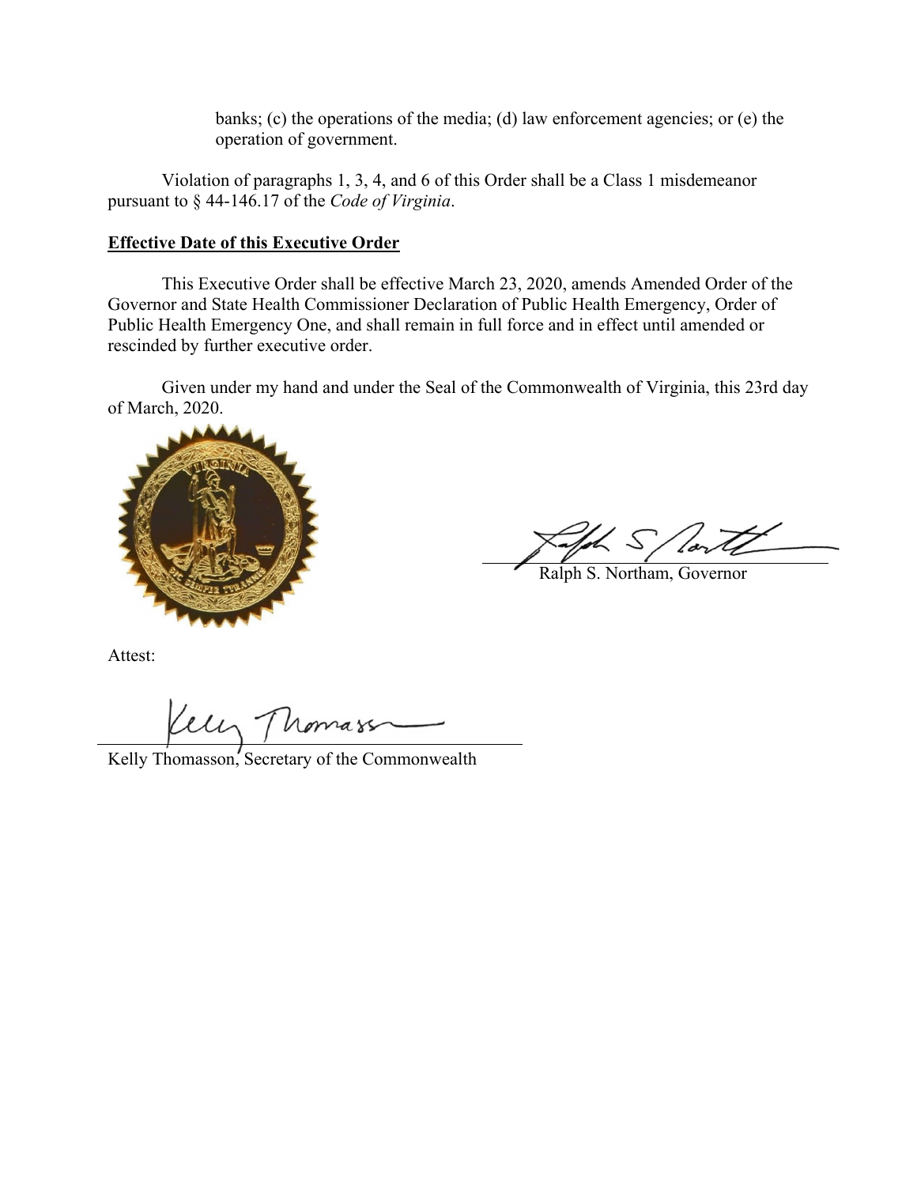banks; (c) the operations of the media; (d) law enforcement agencies; or (e) the operation of government.

Violation of paragraphs 1, 3, 4, and 6 of this Order shall be a Class 1 misdemeanor pursuant to § 44-146.17 of the *Code of Virginia*.

**Effective Date of this Executive Order**

This Executive Order shall be effective March 23, 2020, amends Amended Order of the Governor and State Health Commissioner Declaration of Public Health Emergency, Order of Public Health Emergency One, and shall remain in full force and in effect until amended or rescinded by further executive order.

Given under my hand and under the Seal of the Commonwealth of Virginia, this 23rd day of March, 2020.

Ralph S. Northam, Governor

Attest:

Kelly Thomasson, Secretary of the Commonwealth